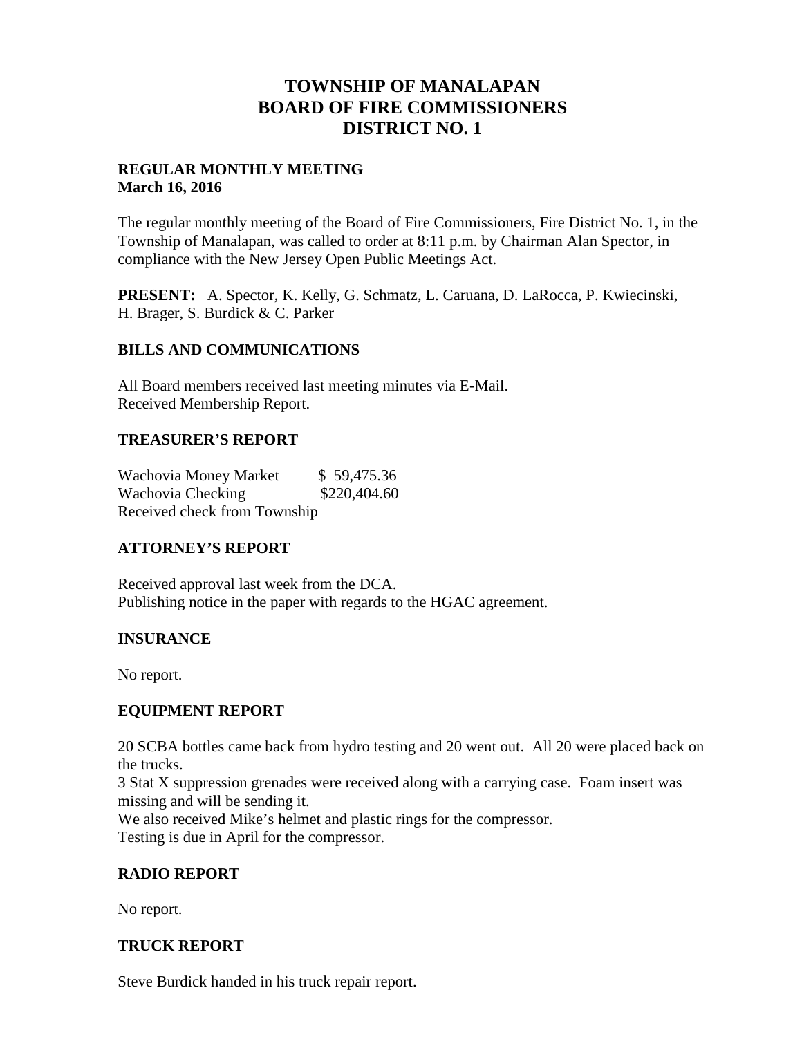# TOWNSHIP OF MANALAPAN
# BOARD OF FIRE COMMISSIONERS
# DISTRICT NO. 1

**REGULAR MONTHLY MEETING**
**March 16, 2016**

The regular monthly meeting of the Board of Fire Commissioners, Fire District No. 1, in the Township of Manalapan, was called to order at 8:11 p.m. by Chairman Alan Spector, in compliance with the New Jersey Open Public Meetings Act.

**PRESENT:** A. Spector, K. Kelly, G. Schmatz, L. Caruana, D. LaRocca, P. Kwiecinski, H. Brager, S. Burdick & C. Parker

## BILLS AND COMMUNICATIONS

All Board members received last meeting minutes via E-Mail.
Received Membership Report.

## TREASURER'S REPORT

| | |
|---|---|
| Wachovia Money Market | $ 59,475.36 |
| Wachovia Checking | $220,404.60 |

Received check from Township

## ATTORNEY'S REPORT

Received approval last week from the DCA.
Publishing notice in the paper with regards to the HGAC agreement.

## INSURANCE

No report.

## EQUIPMENT REPORT

20 SCBA bottles came back from hydro testing and 20 went out. All 20 were placed back on the trucks.
3 Stat X suppression grenades were received along with a carrying case. Foam insert was missing and will be sending it.
We also received Mike's helmet and plastic rings for the compressor.
Testing is due in April for the compressor.

## RADIO REPORT

No report.

## TRUCK REPORT

Steve Burdick handed in his truck repair report.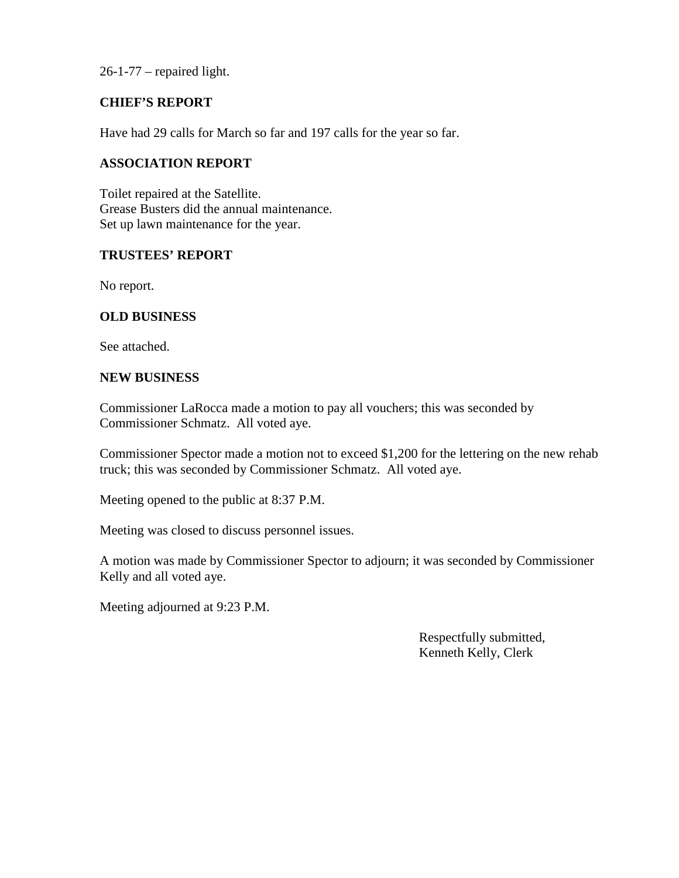26-1-77 – repaired light.

**CHIEF'S REPORT**

Have had 29 calls for March so far and 197 calls for the year so far.

**ASSOCIATION REPORT**

Toilet repaired at the Satellite.
Grease Busters did the annual maintenance.
Set up lawn maintenance for the year.

**TRUSTEES' REPORT**

No report.

**OLD BUSINESS**

See attached.

**NEW BUSINESS**

Commissioner LaRocca made a motion to pay all vouchers; this was seconded by Commissioner Schmatz. All voted aye.

Commissioner Spector made a motion not to exceed $1,200 for the lettering on the new rehab truck; this was seconded by Commissioner Schmatz. All voted aye.

Meeting opened to the public at 8:37 P.M.

Meeting was closed to discuss personnel issues.

A motion was made by Commissioner Spector to adjourn; it was seconded by Commissioner Kelly and all voted aye.

Meeting adjourned at 9:23 P.M.

Respectfully submitted,
Kenneth Kelly, Clerk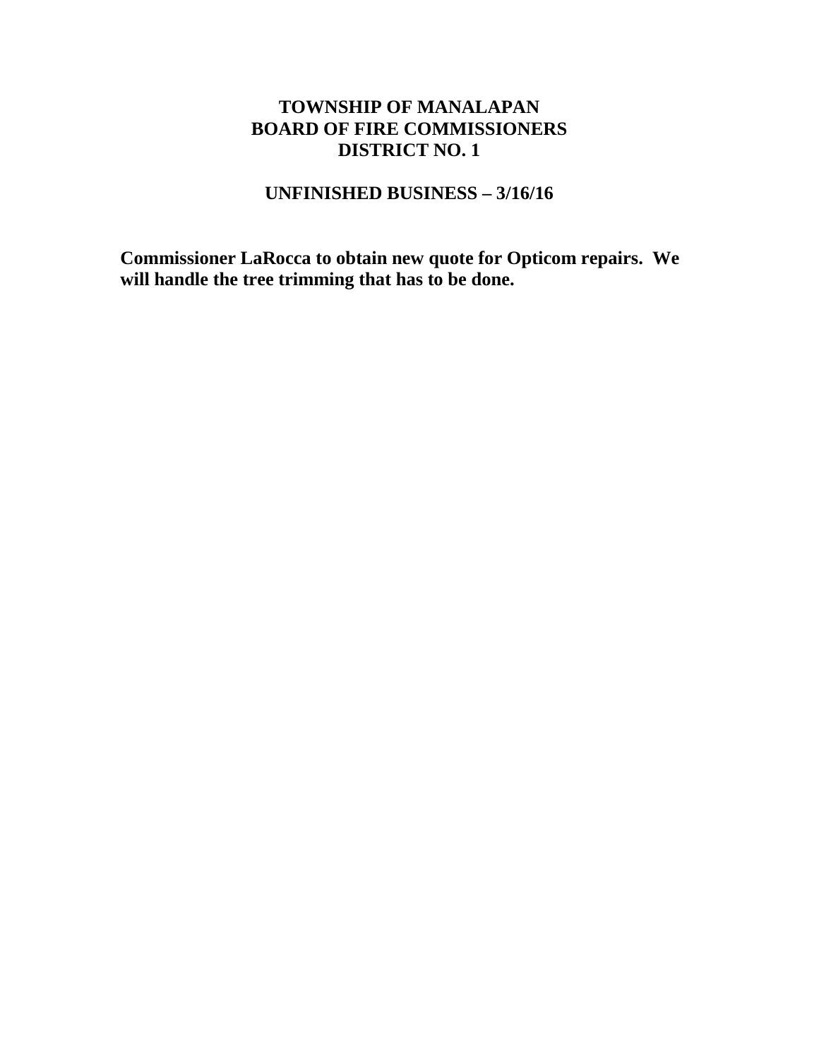# TOWNSHIP OF MANALAPAN
# BOARD OF FIRE COMMISSIONERS
# DISTRICT NO. 1

## UNFINISHED BUSINESS – 3/16/16

**Commissioner LaRocca to obtain new quote for Opticom repairs. We will handle the tree trimming that has to be done.**